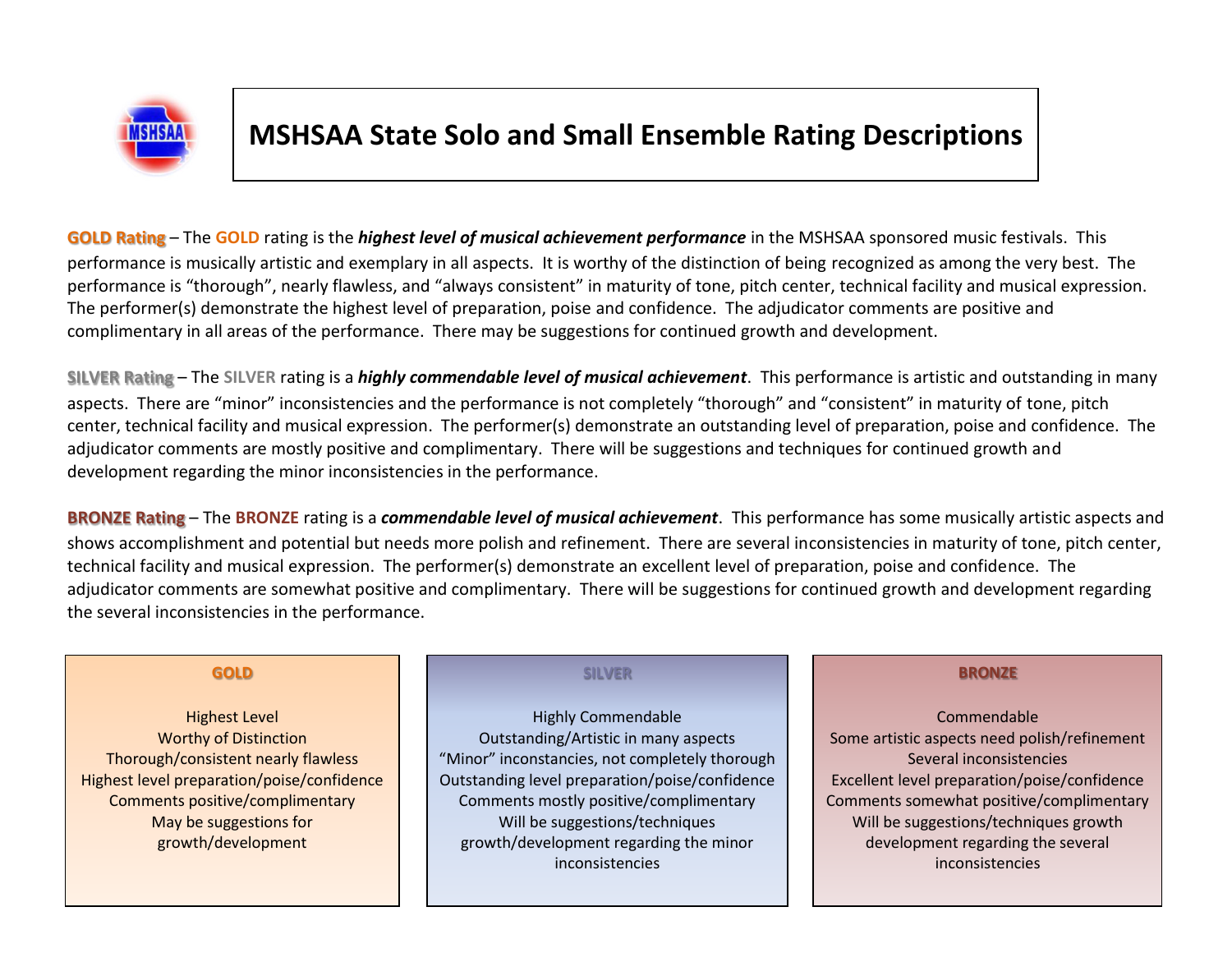# MSHSAA State Solo and Small Ensemble Rating Descriptions

**GOLD Rating** – The **GOLD** rating is the ***highest level of musical achievement performance*** in the MSHSAA sponsored music festivals. This performance is musically artistic and exemplary in all aspects. It is worthy of the distinction of being recognized as among the very best. The performance is "thorough", nearly flawless, and "always consistent" in maturity of tone, pitch center, technical facility and musical expression. The performer(s) demonstrate the highest level of preparation, poise and confidence. The adjudicator comments are positive and complimentary in all areas of the performance. There may be suggestions for continued growth and development.

**SILVER Rating** – The **SILVER** rating is a ***highly commendable level of musical achievement***. This performance is artistic and outstanding in many aspects. There are "minor" inconsistencies and the performance is not completely "thorough" and "consistent" in maturity of tone, pitch center, technical facility and musical expression. The performer(s) demonstrate an outstanding level of preparation, poise and confidence. The adjudicator comments are mostly positive and complimentary. There will be suggestions and techniques for continued growth and development regarding the minor inconsistencies in the performance.

**BRONZE Rating** – The **BRONZE** rating is a ***commendable level of musical achievement***. This performance has some musically artistic aspects and shows accomplishment and potential but needs more polish and refinement. There are several inconsistencies in maturity of tone, pitch center, technical facility and musical expression. The performer(s) demonstrate an excellent level of preparation, poise and confidence. The adjudicator comments are somewhat positive and complimentary. There will be suggestions for continued growth and development regarding the several inconsistencies in the performance.

| GOLD | SILVER | BRONZE |
|---|---|---|
| Highest Level<br>Worthy of Distinction<br>Thorough/consistent nearly flawless<br>Highest level preparation/poise/confidence<br>Comments positive/complimentary<br>May be suggestions for growth/development | Highly Commendable<br>Outstanding/Artistic in many aspects<br>"Minor" inconstancies, not completely thorough<br>Outstanding level preparation/poise/confidence<br>Comments mostly positive/complimentary<br>Will be suggestions/techniques growth/development regarding the minor inconsistencies | Commendable<br>Some artistic aspects need polish/refinement<br>Several inconsistencies<br>Excellent level preparation/poise/confidence<br>Comments somewhat positive/complimentary<br>Will be suggestions/techniques growth development regarding the several inconsistencies |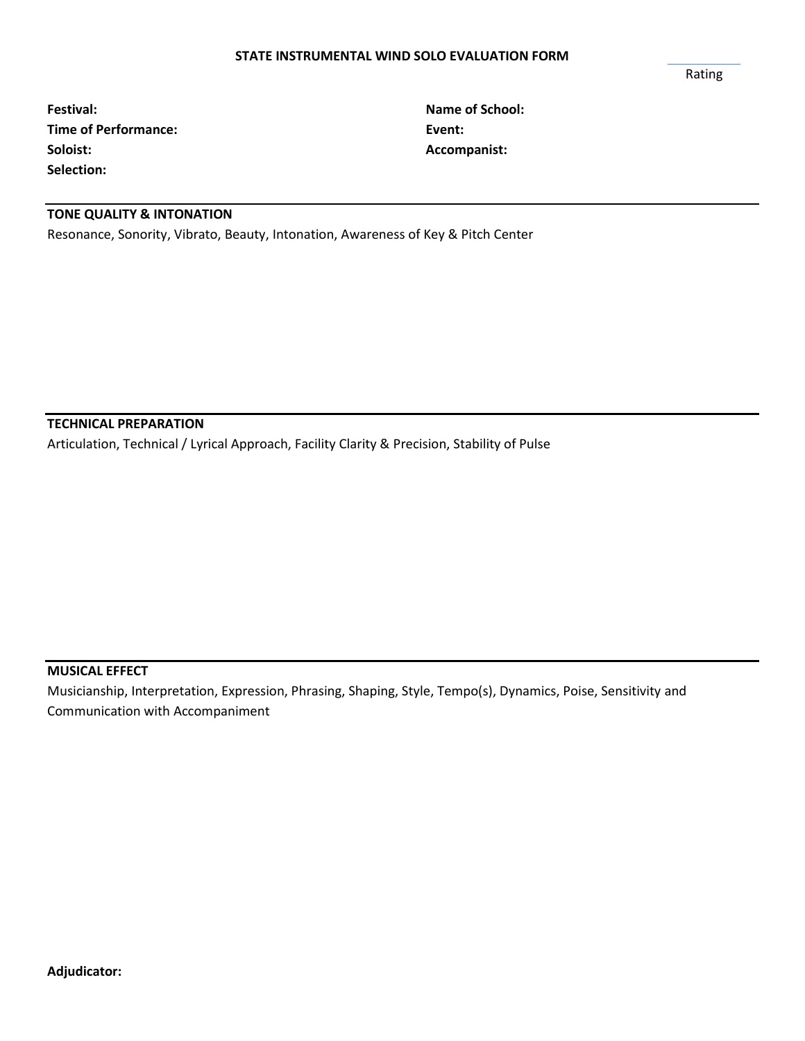**STATE INSTRUMENTAL WIND SOLO EVALUATION FORM**

Rating

**Festival:**

**Time of Performance:**

**Soloist:**

**Selection:**

**Name of School:**

**Event:**

**Accompanist:**

---

**TONE QUALITY & INTONATION**

Resonance, Sonority, Vibrato, Beauty, Intonation, Awareness of Key & Pitch Center

---

**TECHNICAL PREPARATION**

Articulation, Technical / Lyrical Approach, Facility Clarity & Precision, Stability of Pulse

---

**MUSICAL EFFECT**

Musicianship, Interpretation, Expression, Phrasing, Shaping, Style, Tempo(s), Dynamics, Poise, Sensitivity and Communication with Accompaniment

**Adjudicator:**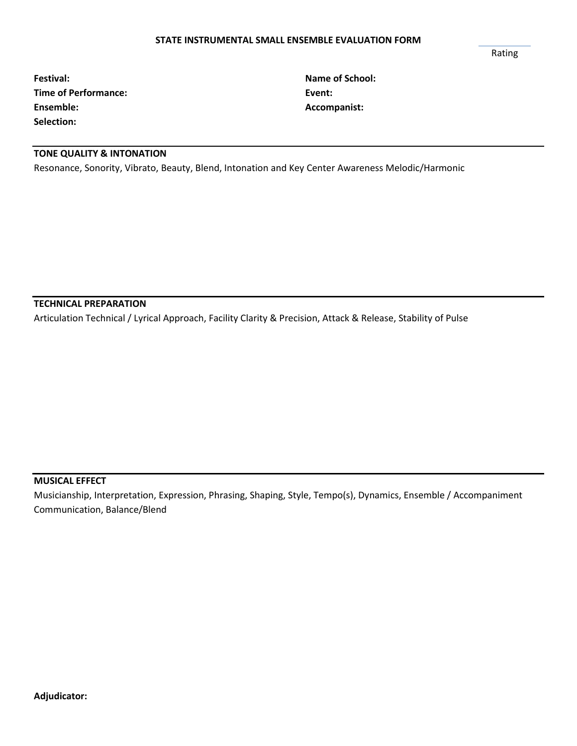## STATE INSTRUMENTAL SMALL ENSEMBLE EVALUATION FORM

Rating

**Festival:**

**Time of Performance:**

**Ensemble:**

**Selection:**

**Name of School:**

**Event:**

**Accompanist:**

### TONE QUALITY & INTONATION

Resonance, Sonority, Vibrato, Beauty, Blend, Intonation and Key Center Awareness Melodic/Harmonic

### TECHNICAL PREPARATION

Articulation Technical / Lyrical Approach, Facility Clarity & Precision, Attack & Release, Stability of Pulse

### MUSICAL EFFECT

Musicianship, Interpretation, Expression, Phrasing, Shaping, Style, Tempo(s), Dynamics, Ensemble / Accompaniment Communication, Balance/Blend

**Adjudicator:**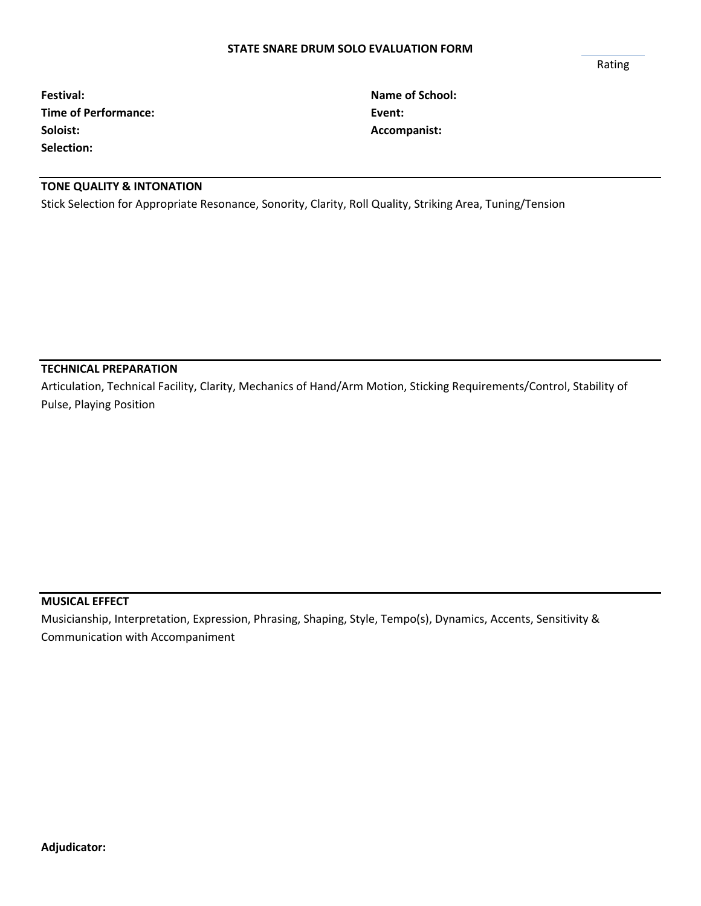# STATE SNARE DRUM SOLO EVALUATION FORM

Rating

**Festival:**
**Time of Performance:**
**Soloist:**
**Selection:**

**Name of School:**
**Event:**
**Accompanist:**

---

**TONE QUALITY & INTONATION**

Stick Selection for Appropriate Resonance, Sonority, Clarity, Roll Quality, Striking Area, Tuning/Tension

---

**TECHNICAL PREPARATION**

Articulation, Technical Facility, Clarity, Mechanics of Hand/Arm Motion, Sticking Requirements/Control, Stability of Pulse, Playing Position

---

**MUSICAL EFFECT**

Musicianship, Interpretation, Expression, Phrasing, Shaping, Style, Tempo(s), Dynamics, Accents, Sensitivity & Communication with Accompaniment

**Adjudicator:**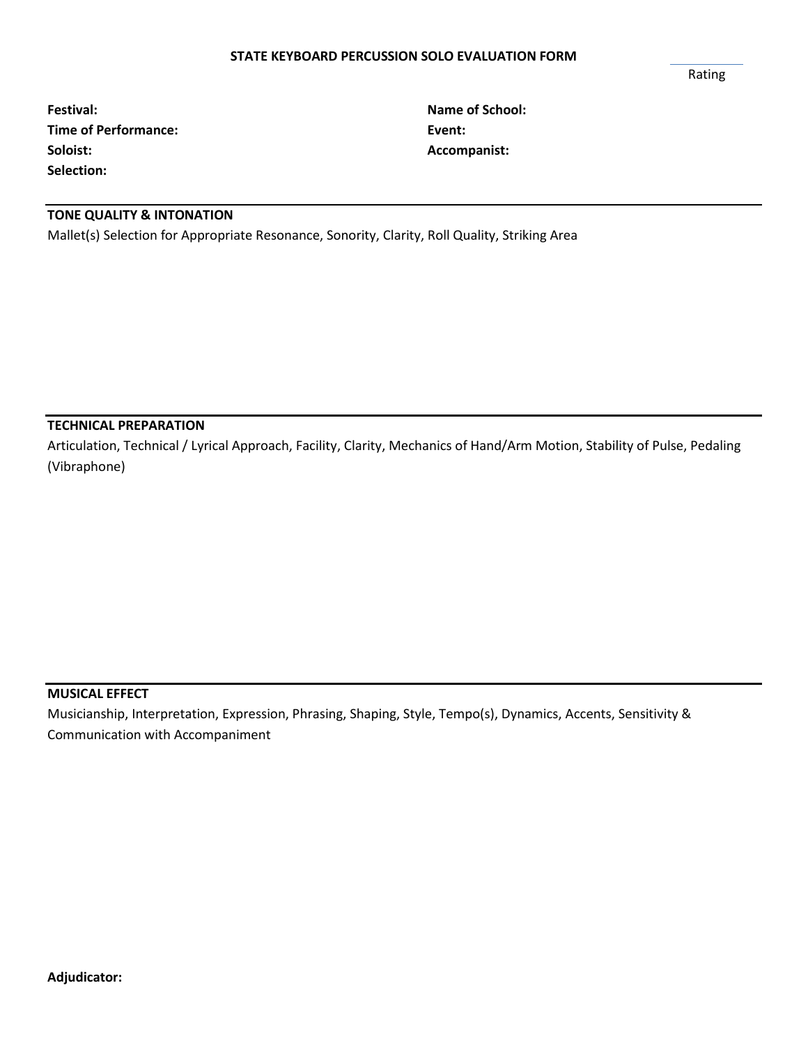# STATE KEYBOARD PERCUSSION SOLO EVALUATION FORM

Rating

**Festival:**
**Time of Performance:**
**Soloist:**
**Selection:**

**Name of School:**
**Event:**
**Accompanist:**

## TONE QUALITY & INTONATION

Mallet(s) Selection for Appropriate Resonance, Sonority, Clarity, Roll Quality, Striking Area

## TECHNICAL PREPARATION

Articulation, Technical / Lyrical Approach, Facility, Clarity, Mechanics of Hand/Arm Motion, Stability of Pulse, Pedaling (Vibraphone)

## MUSICAL EFFECT

Musicianship, Interpretation, Expression, Phrasing, Shaping, Style, Tempo(s), Dynamics, Accents, Sensitivity & Communication with Accompaniment

**Adjudicator:**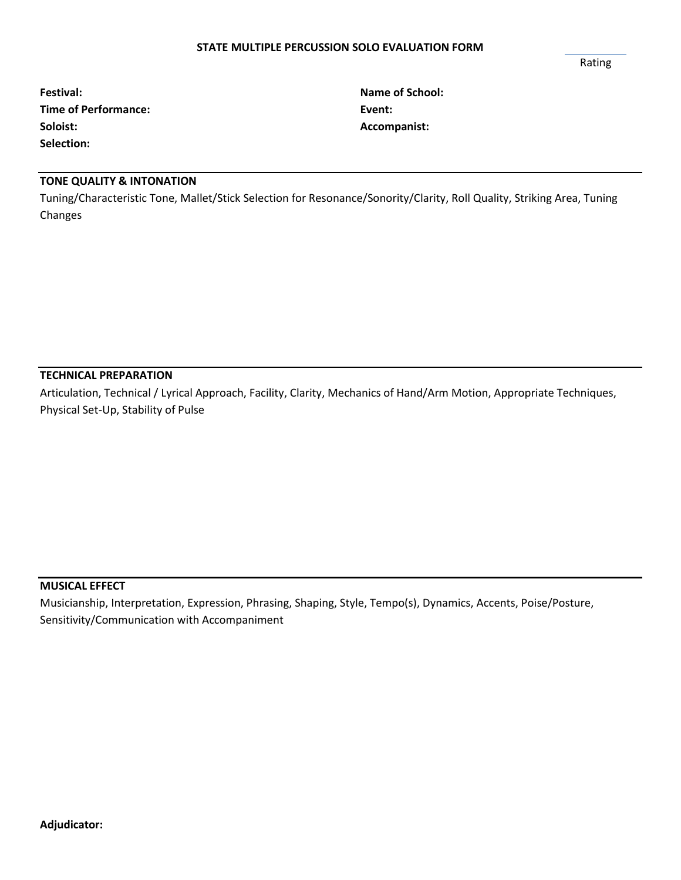**STATE MULTIPLE PERCUSSION SOLO EVALUATION FORM**

Rating

**Festival:**
**Time of Performance:**
**Soloist:**
**Selection:**

**Name of School:**
**Event:**
**Accompanist:**

---

**TONE QUALITY & INTONATION**

Tuning/Characteristic Tone, Mallet/Stick Selection for Resonance/Sonority/Clarity, Roll Quality, Striking Area, Tuning Changes

---

**TECHNICAL PREPARATION**

Articulation, Technical / Lyrical Approach, Facility, Clarity, Mechanics of Hand/Arm Motion, Appropriate Techniques, Physical Set-Up, Stability of Pulse

---

**MUSICAL EFFECT**

Musicianship, Interpretation, Expression, Phrasing, Shaping, Style, Tempo(s), Dynamics, Accents, Poise/Posture, Sensitivity/Communication with Accompaniment

**Adjudicator:**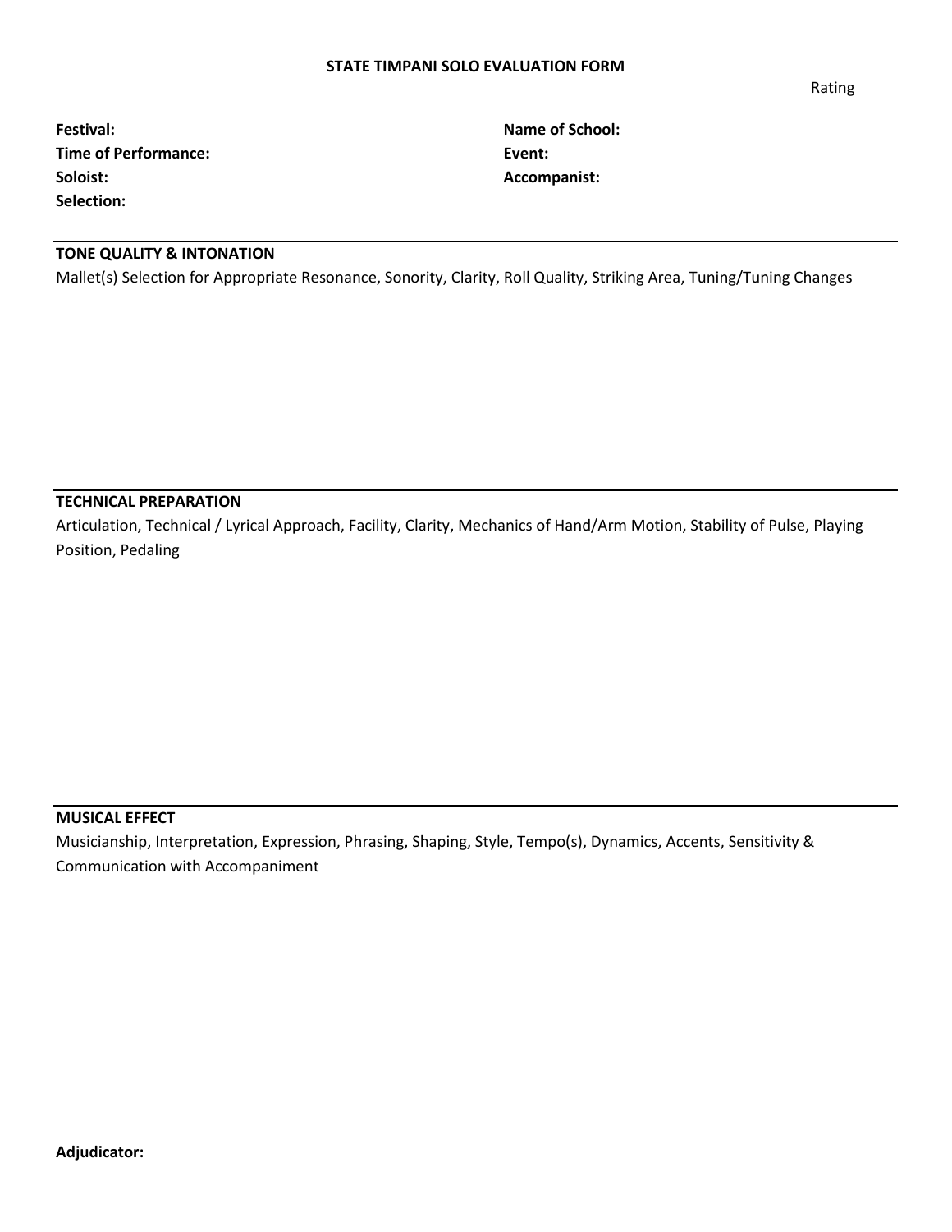# STATE TIMPANI SOLO EVALUATION FORM

Rating

**Festival:**

**Time of Performance:**

**Soloist:**

**Selection:**

**Name of School:**

**Event:**

**Accompanist:**

## TONE QUALITY & INTONATION

Mallet(s) Selection for Appropriate Resonance, Sonority, Clarity, Roll Quality, Striking Area, Tuning/Tuning Changes

## TECHNICAL PREPARATION

Articulation, Technical / Lyrical Approach, Facility, Clarity, Mechanics of Hand/Arm Motion, Stability of Pulse, Playing Position, Pedaling

## MUSICAL EFFECT

Musicianship, Interpretation, Expression, Phrasing, Shaping, Style, Tempo(s), Dynamics, Accents, Sensitivity & Communication with Accompaniment

**Adjudicator:**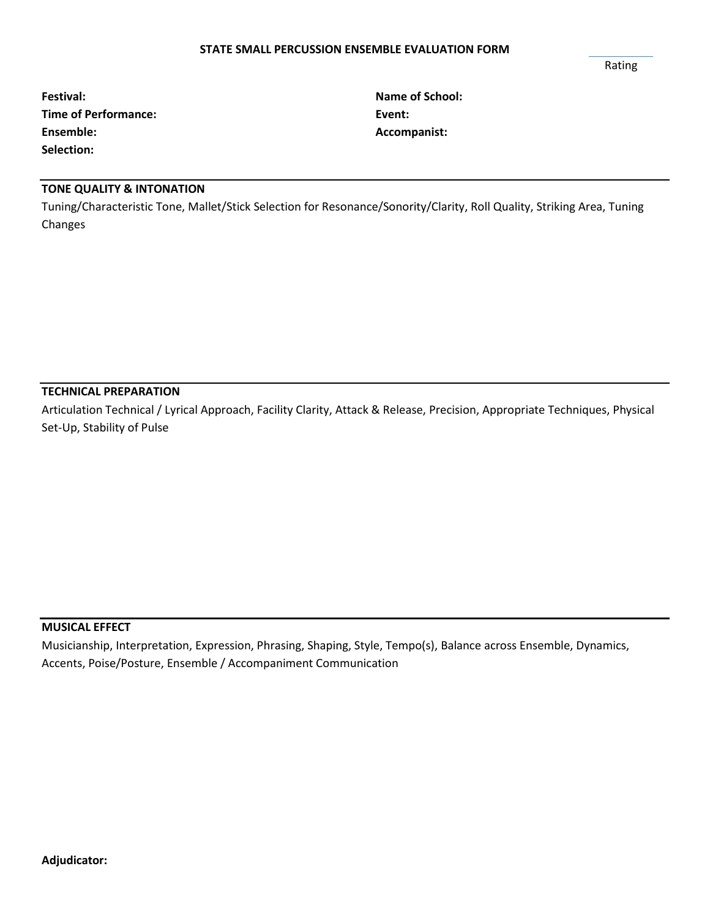# STATE SMALL PERCUSSION ENSEMBLE EVALUATION FORM

Rating

**Festival:**

**Time of Performance:**

**Ensemble:**

**Selection:**

**Name of School:**

**Event:**

**Accompanist:**

## TONE QUALITY & INTONATION

Tuning/Characteristic Tone, Mallet/Stick Selection for Resonance/Sonority/Clarity, Roll Quality, Striking Area, Tuning Changes

## TECHNICAL PREPARATION

Articulation Technical / Lyrical Approach, Facility Clarity, Attack & Release, Precision, Appropriate Techniques, Physical Set-Up, Stability of Pulse

## MUSICAL EFFECT

Musicianship, Interpretation, Expression, Phrasing, Shaping, Style, Tempo(s), Balance across Ensemble, Dynamics, Accents, Poise/Posture, Ensemble / Accompaniment Communication

**Adjudicator:**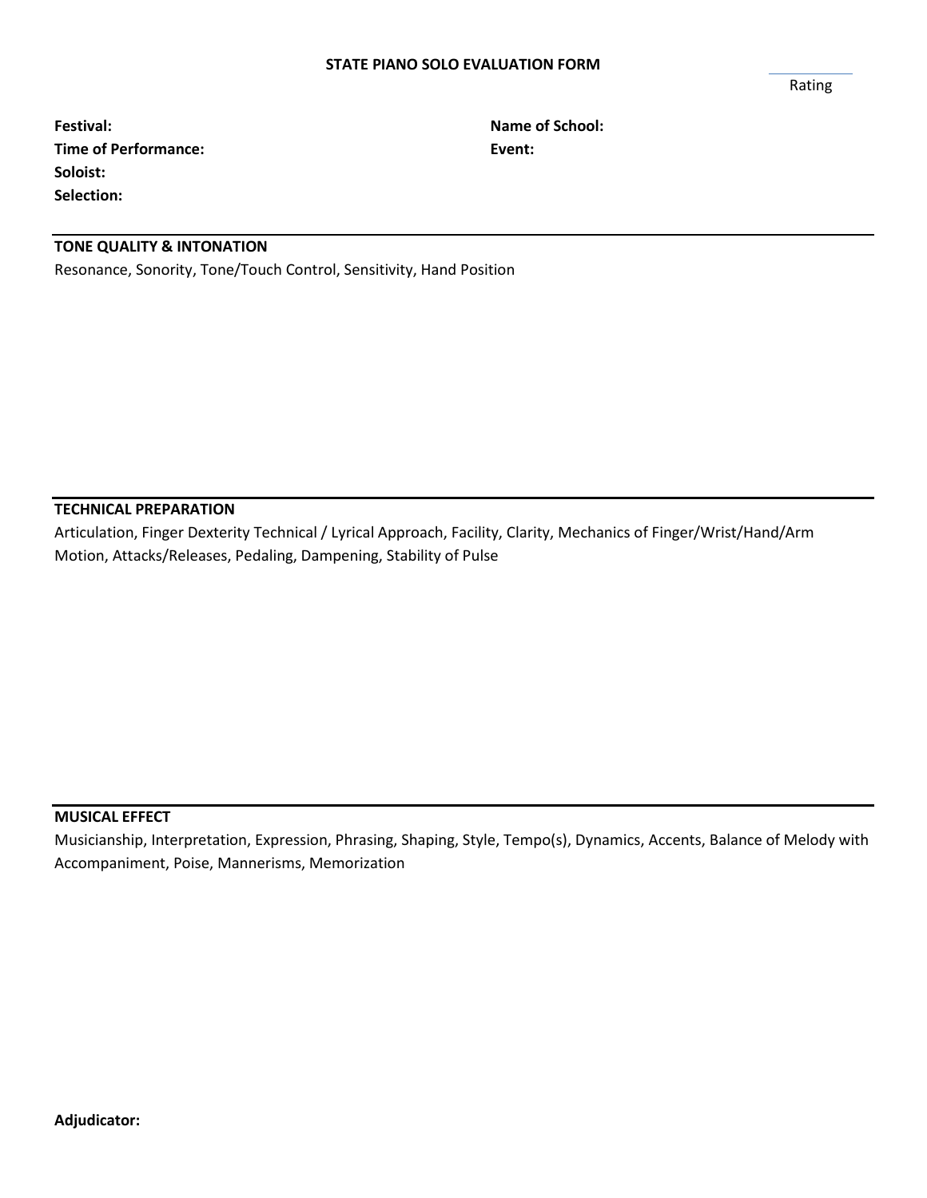# STATE PIANO SOLO EVALUATION FORM

Rating

**Festival:**

**Time of Performance:**

**Soloist:**

**Selection:**

**Name of School:**

**Event:**

---

**TONE QUALITY & INTONATION**

Resonance, Sonority, Tone/Touch Control, Sensitivity, Hand Position

---

**TECHNICAL PREPARATION**

Articulation, Finger Dexterity Technical / Lyrical Approach, Facility, Clarity, Mechanics of Finger/Wrist/Hand/Arm Motion, Attacks/Releases, Pedaling, Dampening, Stability of Pulse

---

**MUSICAL EFFECT**

Musicianship, Interpretation, Expression, Phrasing, Shaping, Style, Tempo(s), Dynamics, Accents, Balance of Melody with Accompaniment, Poise, Mannerisms, Memorization

**Adjudicator:**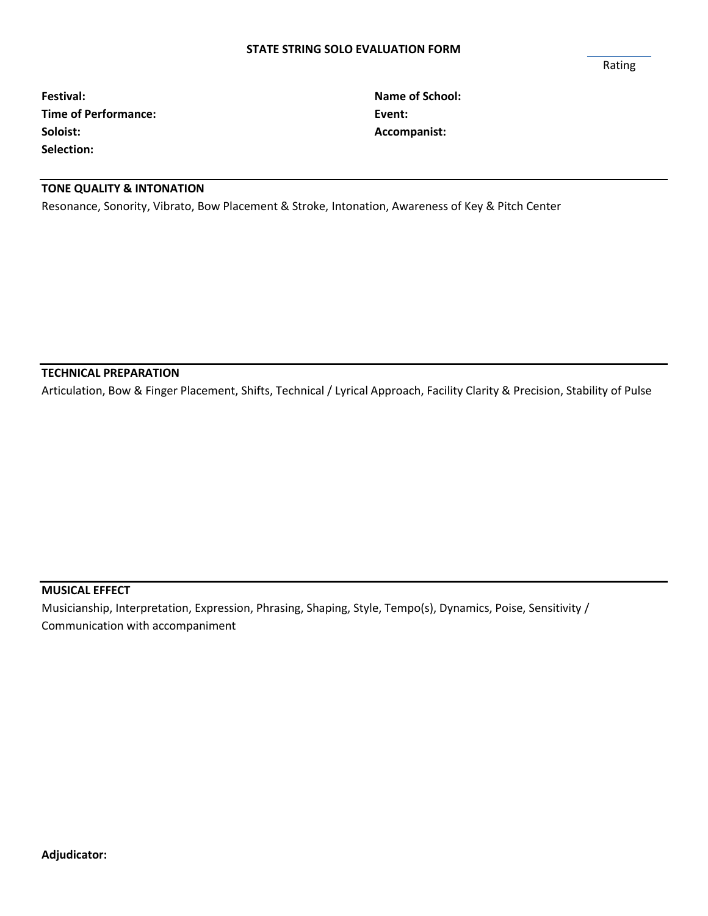# STATE STRING SOLO EVALUATION FORM

Rating

**Festival:**
**Time of Performance:**
**Soloist:**
**Selection:**

**Name of School:**
**Event:**
**Accompanist:**

## TONE QUALITY & INTONATION

Resonance, Sonority, Vibrato, Bow Placement & Stroke, Intonation, Awareness of Key & Pitch Center

## TECHNICAL PREPARATION

Articulation, Bow & Finger Placement, Shifts, Technical / Lyrical Approach, Facility Clarity & Precision, Stability of Pulse

## MUSICAL EFFECT

Musicianship, Interpretation, Expression, Phrasing, Shaping, Style, Tempo(s), Dynamics, Poise, Sensitivity / Communication with accompaniment

**Adjudicator:**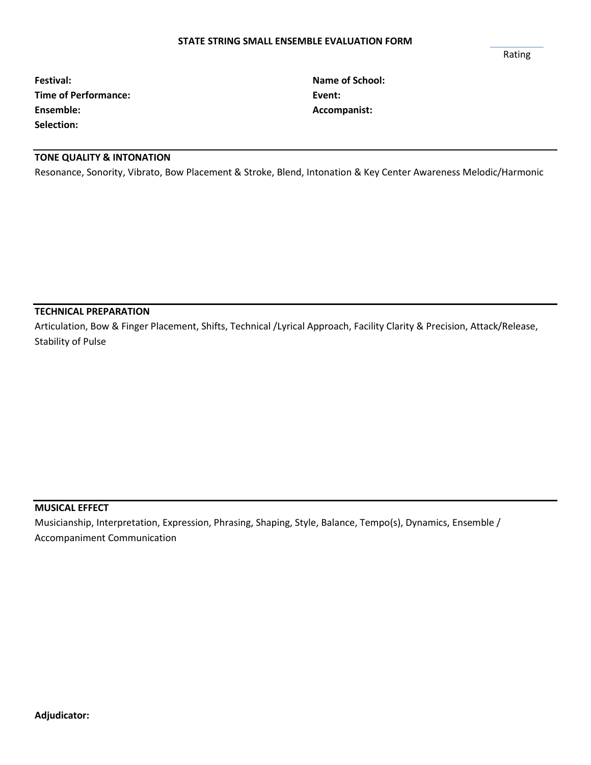# STATE STRING SMALL ENSEMBLE EVALUATION FORM

Rating

**Festival:**
**Time of Performance:**
**Ensemble:**
**Selection:**

**Name of School:**
**Event:**
**Accompanist:**

## TONE QUALITY & INTONATION

Resonance, Sonority, Vibrato, Bow Placement & Stroke, Blend, Intonation & Key Center Awareness Melodic/Harmonic

## TECHNICAL PREPARATION

Articulation, Bow & Finger Placement, Shifts, Technical /Lyrical Approach, Facility Clarity & Precision, Attack/Release, Stability of Pulse

## MUSICAL EFFECT

Musicianship, Interpretation, Expression, Phrasing, Shaping, Style, Balance, Tempo(s), Dynamics, Ensemble / Accompaniment Communication

**Adjudicator:**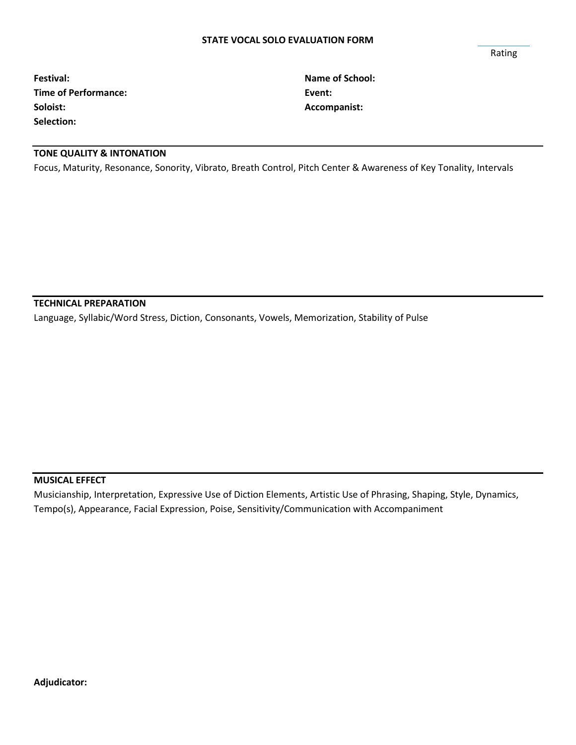**STATE VOCAL SOLO EVALUATION FORM**

Rating

**Festival:**
**Time of Performance:**
**Soloist:**
**Selection:**

**Name of School:**
**Event:**
**Accompanist:**

**TONE QUALITY & INTONATION**

Focus, Maturity, Resonance, Sonority, Vibrato, Breath Control, Pitch Center & Awareness of Key Tonality, Intervals

**TECHNICAL PREPARATION**

Language, Syllabic/Word Stress, Diction, Consonants, Vowels, Memorization, Stability of Pulse

**MUSICAL EFFECT**

Musicianship, Interpretation, Expressive Use of Diction Elements, Artistic Use of Phrasing, Shaping, Style, Dynamics, Tempo(s), Appearance, Facial Expression, Poise, Sensitivity/Communication with Accompaniment

**Adjudicator:**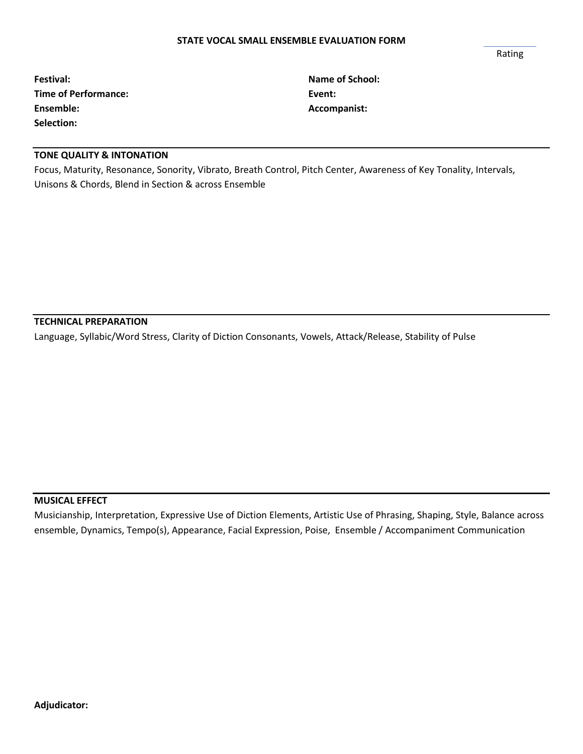# STATE VOCAL SMALL ENSEMBLE EVALUATION FORM

Rating

**Festival:**
**Time of Performance:**
**Ensemble:**
**Selection:**

**Name of School:**
**Event:**
**Accompanist:**

## TONE QUALITY & INTONATION

Focus, Maturity, Resonance, Sonority, Vibrato, Breath Control, Pitch Center, Awareness of Key Tonality, Intervals, Unisons & Chords, Blend in Section & across Ensemble

## TECHNICAL PREPARATION

Language, Syllabic/Word Stress, Clarity of Diction Consonants, Vowels, Attack/Release, Stability of Pulse

## MUSICAL EFFECT

Musicianship, Interpretation, Expressive Use of Diction Elements, Artistic Use of Phrasing, Shaping, Style, Balance across ensemble, Dynamics, Tempo(s), Appearance, Facial Expression, Poise, Ensemble / Accompaniment Communication

**Adjudicator:**